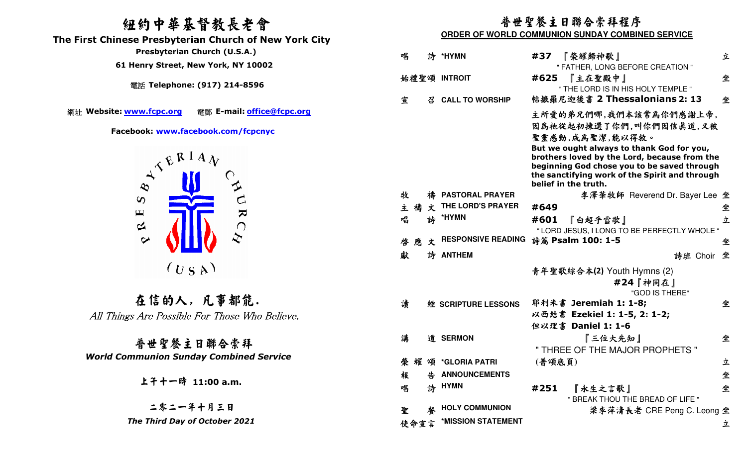# 紐約中華基督教長老會

**The First Chinese Presbyterian Church of New York City**

**Presbyterian Church (U.S.A.)**

**61 Henry Street, New York, NY 10002**

電話 **Telephone: (917) 214-8596**

網址 **Website: www.fcpc.org** 電郵 **E-mail: office@fcpc.org**

**Facebook: www.facebook.com/fcpcnyc**

PRESBYTERIAN CHURCH (USA)

## 在信的人，凡事都能.

*All Things Are Possible For Those Who Believe.*

## 普世聖餐主日聯合崇拜

***World Communion Sunday Combined Service***

**上午十一時 11:00 a.m.**

**二零二一年十月三日**

***The Third Day of October 2021***

## 普世聖餐主日聯合崇拜程序

**ORDER OF WORLD COMMUNION SUNDAY COMBINED SERVICE**

| | | | |
|---|---|---|---|
| 唱 詩 | *HYMN | #37 『榮耀歸神歌』<br>" FATHER, LONG BEFORE CREATION " | 立 |
| 始禮聖頌 | INTROIT | #625 『主在聖殿中』<br>" THE LORD IS IN HIS HOLY TEMPLE " | 坐 |
| 宣 召 | CALL TO WORSHIP | 帖撒羅尼迦後書 **2 Thessalonians 2: 13**<br>主所愛的弟兄們哪，我們本該常為你們感謝上帝，因為祂從起初揀選了你們，叫你們因信真道，又被聖靈感動，成為聖潔，能以得救。<br>**But we ought always to thank God for you, brothers loved by the Lord, because from the beginning God chose you to be saved through the sanctifying work of the Spirit and through belief in the truth.** | 坐 |
| 牧 禱 | PASTORAL PRAYER | 李澤華牧師 Reverend Dr. Bayer Lee | 坐 |
| 主 禱 文 | THE LORD'S PRAYER | #649 | 坐 |
| 唱 詩 | *HYMN | #601 『白超乎雪歌』<br>" LORD JESUS, I LONG TO BE PERFECTLY WHOLE " | 立 |
| 啓 應 文 | RESPONSIVE READING | 詩篇 **Psalm 100: 1-5** | 坐 |
| 獻 詩 | ANTHEM | 詩班 Choir<br>青年聖歌綜合本(2) Youth Hymns (2)<br>#24『神同在』<br>"GOD IS THERE" | 坐 |
| 讀 經 | SCRIPTURE LESSONS | 耶利米書 **Jeremiah 1: 1-8;**<br>以西結書 **Ezekiel 1: 1-5, 2: 1-2;**<br>但以理書 **Daniel 1: 1-6** | 坐 |
| 講 道 | SERMON | 『三位大先知』<br>" THREE OF THE MAJOR PROPHETS " | 坐 |
| 榮 耀 頌 | *GLORIA PATRI | (普頌底頁) | 立 |
| 報 告 | ANNOUNCEMENTS | | 坐 |
| 唱 詩 | HYMN | #251 『永生之言歌』<br>" BREAK THOU THE BREAD OF LIFE " | 坐 |
| 聖 餐 | HOLY COMMUNION | 梁李萍清長老 CRE Peng C. Leong | 坐 |
| 使命宣言 | *MISSION STATEMENT | | 立 |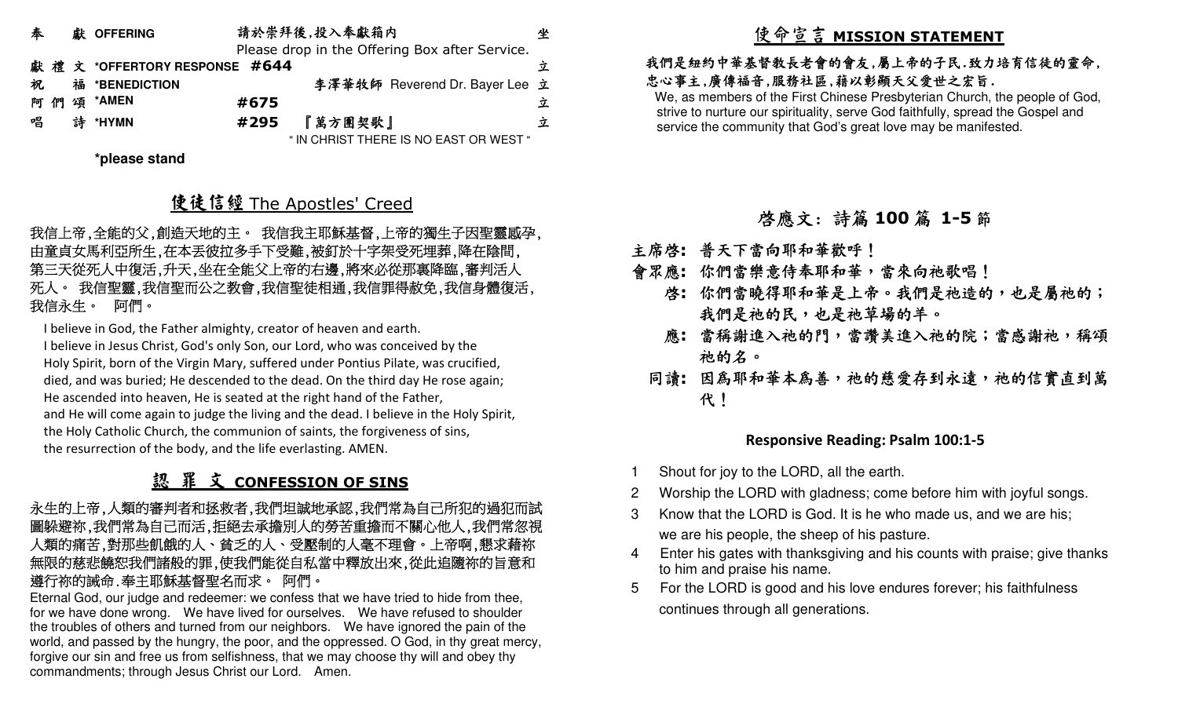| | | | |
|---|---|---|---|
| 奉　　獻 OFFERING | 請於崇拜後,投入奉獻箱內<br>Please drop in the Offering Box after Service. | | 坐 |
| 獻 禮 文 *OFFERTORY RESPONSE | #644 | | 立 |
| 祝　　福 *BENEDICTION | | 李澤華牧師 Reverend Dr. Bayer Lee | 立 |
| 阿 們 頌 *AMEN | #675 | | 立 |
| 唱　　詩 *HYMN | #295 | 『萬方團契歌』<br>" IN CHRIST THERE IS NO EAST OR WEST " | 立 |

**\*please stand**

## 使徒信經 The Apostles' Creed

我信上帝,全能的父,創造天地的主。 我信我主耶穌基督,上帝的獨生子因聖靈感孕,由童貞女馬利亞所生,在本丟彼拉多手下受難,被釘於十字架受死埋葬,降在陰間,第三天從死人中復活,升天,坐在全能父上帝的右邊,將來必從那裏降臨,審判活人死人。 我信聖靈,我信聖而公之教會,我信聖徒相通,我信罪得赦免,我信身體復活,我信永生。 阿們。

I believe in God, the Father almighty, creator of heaven and earth.
I believe in Jesus Christ, God's only Son, our Lord, who was conceived by the Holy Spirit, born of the Virgin Mary, suffered under Pontius Pilate, was crucified, died, and was buried; He descended to the dead. On the third day He rose again; He ascended into heaven, He is seated at the right hand of the Father, and He will come again to judge the living and the dead. I believe in the Holy Spirit, the Holy Catholic Church, the communion of saints, the forgiveness of sins, the resurrection of the body, and the life everlasting. AMEN.

## 認 罪 文 CONFESSION OF SINS

永生的上帝,人類的審判者和拯救者,我們坦誠地承認,我們常為自己所犯的過犯而試圖躲避祢,我們常為自己而活,拒絕去承擔別人的勞苦重擔而不關心他人,我們常忽視人類的痛苦,對那些飢餓的人、貧乏的人、受壓制的人毫不理會。上帝啊,懇求藉祢無限的慈悲饒恕我們諸般的罪,使我們能從自私當中釋放出來,從此追隨祢的旨意和遵行祢的誡命.奉主耶穌基督聖名而求。 阿們。

Eternal God, our judge and redeemer: we confess that we have tried to hide from thee, for we have done wrong. We have lived for ourselves. We have refused to shoulder the troubles of others and turned from our neighbors. We have ignored the pain of the world, and passed by the hungry, the poor, and the oppressed. O God, in thy great mercy, forgive our sin and free us from selfishness, that we may choose thy will and obey thy commandments; through Jesus Christ our Lord. Amen.

## 使命宣言 MISSION STATEMENT

我們是紐約中華基督教長老會的會友,屬上帝的子民.致力培育信徒的靈命,忠心事主,廣傳福音,服務社區,藉以彰顯天父愛世之宏旨.

We, as members of the First Chinese Presbyterian Church, the people of God, strive to nurture our spirituality, serve God faithfully, spread the Gospel and service the community that God's great love may be manifested.

## 啓應文: 詩篇 100 篇 1-5 節

**主席啓:** 普天下當向耶和華歡呼！
**會眾應:** 你們當樂意侍奉耶和華，當來向祂歌唱！
**啓:** 你們當曉得耶和華是上帝。我們是祂造的，也是屬祂的；我們是祂的民，也是祂草場的羊。
**應:** 當稱謝進入祂的門，當讚美進入祂的院；當感謝祂，稱頌祂的名。
**同讀:** 因爲耶和華本爲善，祂的慈愛存到永遠，祂的信實直到萬代！

### Responsive Reading: Psalm 100:1-5

1. Shout for joy to the LORD, all the earth.
2. Worship the LORD with gladness; come before him with joyful songs.
3. Know that the LORD is God. It is he who made us, and we are his; we are his people, the sheep of his pasture.
4. Enter his gates with thanksgiving and his counts with praise; give thanks to him and praise his name.
5. For the LORD is good and his love endures forever; his faithfulness continues through all generations.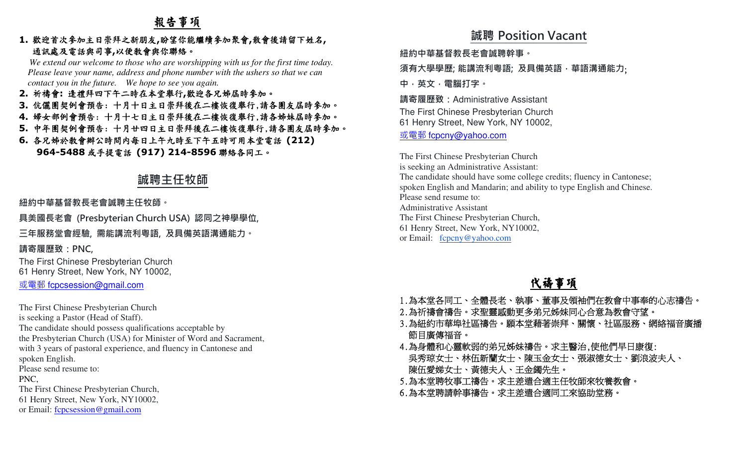## 報告事項

**1. 歡迎首次參加主日崇拜之新朋友,盼望你能繼續參加聚會,散會後請留下姓名,通訊處及電話與司事,以便教會與你聯絡。**

*We extend our welcome to those who are worshipping with us for the first time today. Please leave your name, address and phone number with the ushers so that we can contact you in the future. We hope to see you again.*

**2. 祈禱會: 逢禮拜四下午二時在本堂舉行,歡迎各兄姊屆時參加。**

**3. 伉儷團契例會預告: 十月十日主日崇拜後在二樓恢復舉行,請各團友屆時參加。**

**4. 婦女部例會預告: 十月十七日主日崇拜後在二樓恢復舉行,請各姊妹屆時參加。**

**5. 中年團契例會預告: 十月廿四日主日崇拜後在二樓恢復舉行,請各團友屆時參加。**

**6. 各兄姊於教會辦公時間內每日上午九時至下午五時可用本堂電話 (212) 964-5488 或手提電話 (917) 214-8596 聯絡各同工。**

## 誠聘主任牧師

**紐約中華基督教長老會誠聘主任牧師。**

**具美國長老會 (Presbyterian Church USA) 認同之神學學位,**

**三年服務堂會經驗, 需能講流利粵語, 及具備英語溝通能力。**

**請寄履歷致:PNC,**

The First Chinese Presbyterian Church
61 Henry Street, New York, NY 10002,

或電郵 fcpcsession@gmail.com

The First Chinese Presbyterian Church
is seeking a Pastor (Head of Staff).
The candidate should possess qualifications acceptable by
the Presbyterian Church (USA) for Minister of Word and Sacrament,
with 3 years of pastoral experience, and fluency in Cantonese and
spoken English.
Please send resume to:
PNC,
The First Chinese Presbyterian Church,
61 Henry Street, New York, NY10002,
or Email: fcpcsession@gmail.com

## 誠聘 Position Vacant

**紐約中華基督教長老會誠聘幹事。**

**須有大學學歷; 能講流利粵語; 及具備英語,華語溝通能力;**

**中,英文,電腦打字。**

請寄履歷致:Administrative Assistant
The First Chinese Presbyterian Church
61 Henry Street, New York, NY 10002,
或電郵 fcpcny@yahoo.com

The First Chinese Presbyterian Church
is seeking an Administrative Assistant:
The candidate should have some college credits; fluency in Cantonese;
spoken English and Mandarin; and ability to type English and Chinese.
Please send resume to:
Administrative Assistant
The First Chinese Presbyterian Church,
61 Henry Street, New York, NY10002,
or Email: fcpcny@yahoo.com

## 代禱事項

1. 為本堂各同工、全體長老、執事、董事及領袖們在教會中事奉的心志禱告。
2. 為祈禱會禱告。求聖靈感動更多弟兄姊妹同心合意為教會守望。
3. 為紐約市華埠社區禱告。願本堂藉著崇拜、關懷、社區服務、網絡福音廣播節目廣傳福音。
4. 為身體和心靈軟弱的弟兄姊妹禱告。求主醫治,使他們早日康復:
   吳秀琼女士、林伍新蘭女士、陳玉金女士、張淑德女士、劉浪波夫人、
   陳伍愛娣女士、黃德夫人、王金鐲先生。
5. 為本堂聘牧事工禱告。求主差遣合適主任牧師來牧養教會。
6. 為本堂聘請幹事禱告。求主差遣合適同工來協助堂務。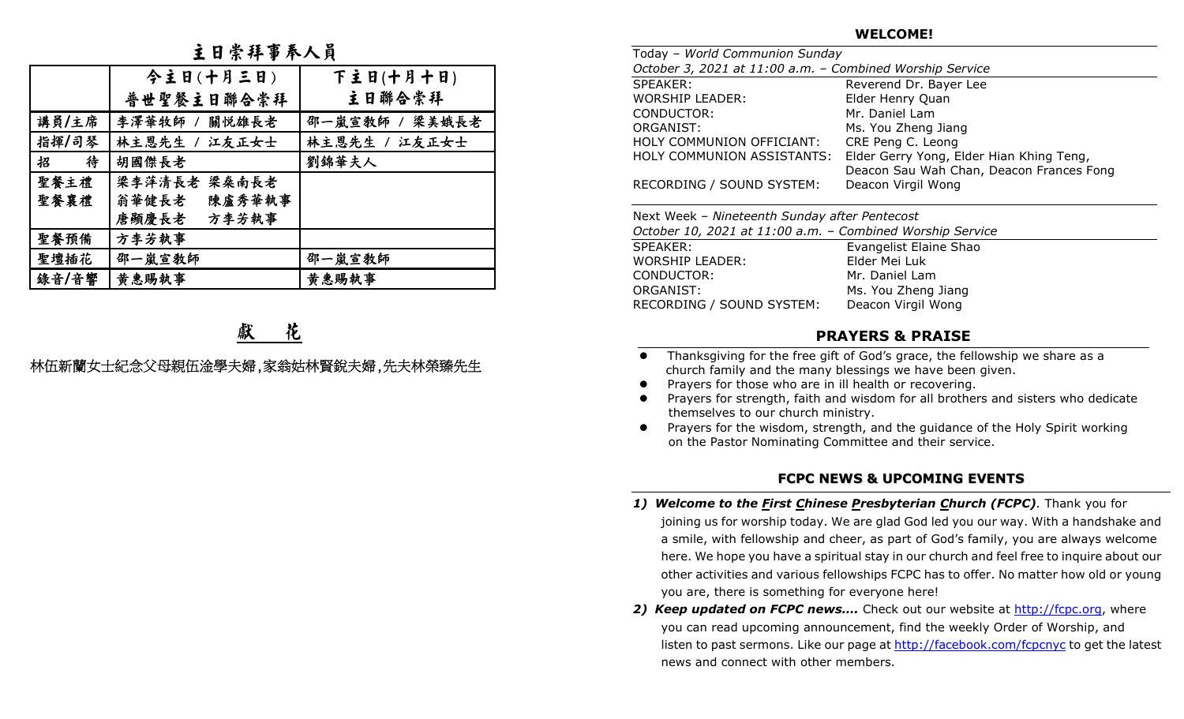## 主日崇拜事奉人員

| | 今主日(十月三日)<br>普世聖餐主日聯合崇拜 | 下主日(十月十日)<br>主日聯合崇拜 |
|---|---|---|
| 講員/主席 | 李澤華牧師 / 關悅雄長老 | 邵一嵐宣教師 / 梁美娥長老 |
| 指揮/司琴 | 林主恩先生 / 江友正女士 | 林主恩先生 / 江友正女士 |
| 招　　待 | 胡國傑長老 | 劉錦華夫人 |
| 聖餐主禮<br>聖餐襄禮 | 梁李萍清長老 梁燊南長老<br>翁華健長老　陳盧秀華執事<br>唐顯慶長老　方李芳執事 | |
| 聖餐預備 | 方李芳執事 | |
| 聖壇插花 | 邵一嵐宣教師 | 邵一嵐宣教師 |
| 錄音/音響 | 黃惠賜執事 | 黃惠賜執事 |

## 獻　花

林伍新蘭女士紀念父母親伍淦學夫婦,家翁姑林賢銳夫婦,先夫林榮臻先生

## WELCOME!

Today – *World Communion Sunday*
*October 3, 2021 at 11:00 a.m. – Combined Worship Service*

| | |
|---|---|
| SPEAKER: | Reverend Dr. Bayer Lee |
| WORSHIP LEADER: | Elder Henry Quan |
| CONDUCTOR: | Mr. Daniel Lam |
| ORGANIST: | Ms. You Zheng Jiang |
| HOLY COMMUNION OFFICIANT: | CRE Peng C. Leong |
| HOLY COMMUNION ASSISTANTS: | Elder Gerry Yong, Elder Hian Khing Teng,<br>Deacon Sau Wah Chan, Deacon Frances Fong |
| RECORDING / SOUND SYSTEM: | Deacon Virgil Wong |

Next Week – *Nineteenth Sunday after Pentecost*
*October 10, 2021 at 11:00 a.m. – Combined Worship Service*

| | |
|---|---|
| SPEAKER: | Evangelist Elaine Shao |
| WORSHIP LEADER: | Elder Mei Luk |
| CONDUCTOR: | Mr. Daniel Lam |
| ORGANIST: | Ms. You Zheng Jiang |
| RECORDING / SOUND SYSTEM: | Deacon Virgil Wong |

## PRAYERS & PRAISE

- Thanksgiving for the free gift of God's grace, the fellowship we share as a church family and the many blessings we have been given.
- Prayers for those who are in ill health or recovering.
- Prayers for strength, faith and wisdom for all brothers and sisters who dedicate themselves to our church ministry.
- Prayers for the wisdom, strength, and the guidance of the Holy Spirit working on the Pastor Nominating Committee and their service.

## FCPC NEWS & UPCOMING EVENTS

1) ***Welcome to the First Chinese Presbyterian Church (FCPC)***. Thank you for joining us for worship today. We are glad God led you our way. With a handshake and a smile, with fellowship and cheer, as part of God's family, you are always welcome here. We hope you have a spiritual stay in our church and feel free to inquire about our other activities and various fellowships FCPC has to offer. No matter how old or young you are, there is something for everyone here!
2) ***Keep updated on FCPC news….*** Check out our website at http://fcpc.org, where you can read upcoming announcement, find the weekly Order of Worship, and listen to past sermons. Like our page at http://facebook.com/fcpcnyc to get the latest news and connect with other members.